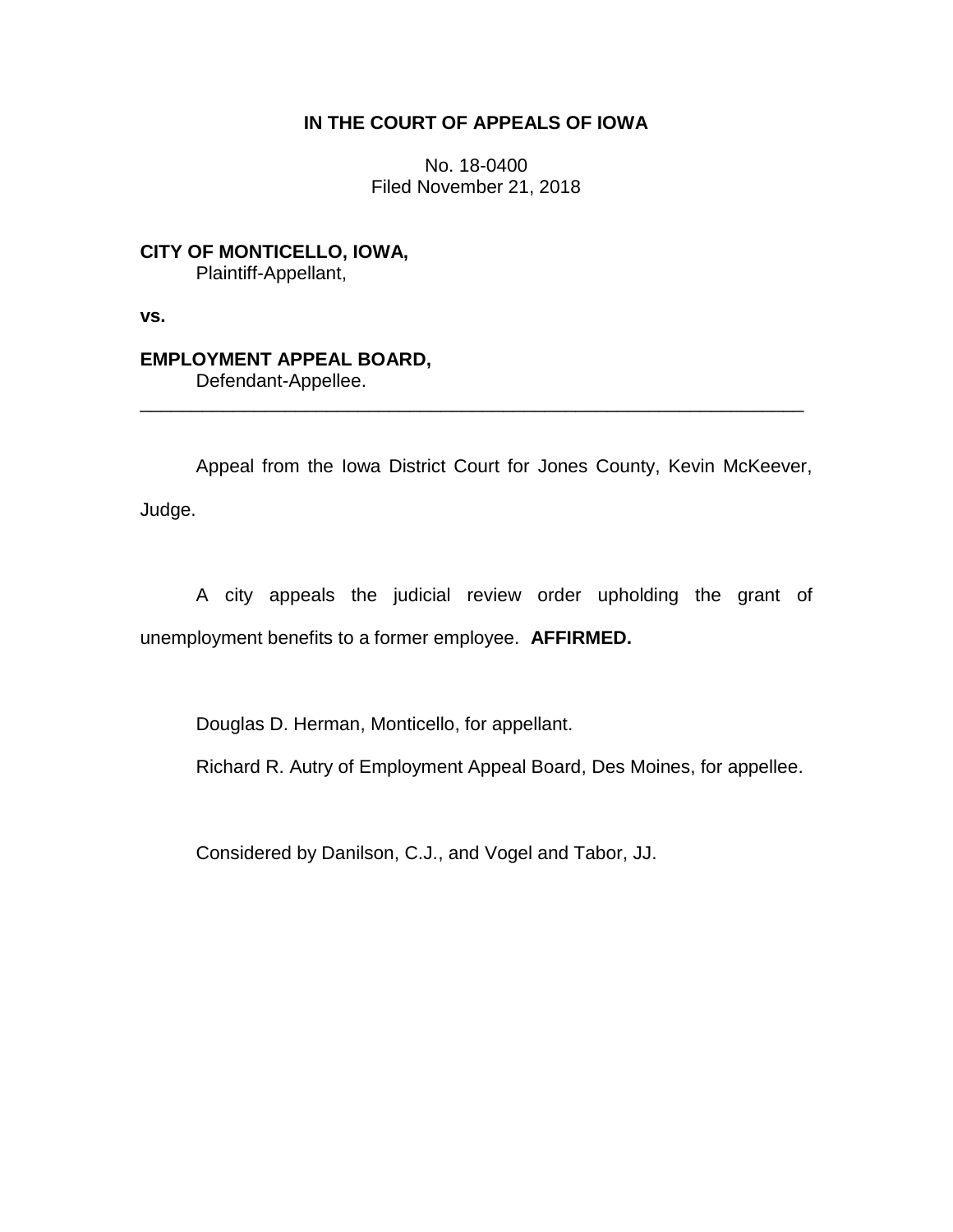**IN THE COURT OF APPEALS OF IOWA**

No. 18-0400
Filed November 21, 2018

**CITY OF MONTICELLO, IOWA,**
Plaintiff-Appellant,

**vs.**

**EMPLOYMENT APPEAL BOARD,**
Defendant-Appellee.

---

Appeal from the Iowa District Court for Jones County, Kevin McKeever, Judge.

A city appeals the judicial review order upholding the grant of unemployment benefits to a former employee. **AFFIRMED.**

Douglas D. Herman, Monticello, for appellant.

Richard R. Autry of Employment Appeal Board, Des Moines, for appellee.

Considered by Danilson, C.J., and Vogel and Tabor, JJ.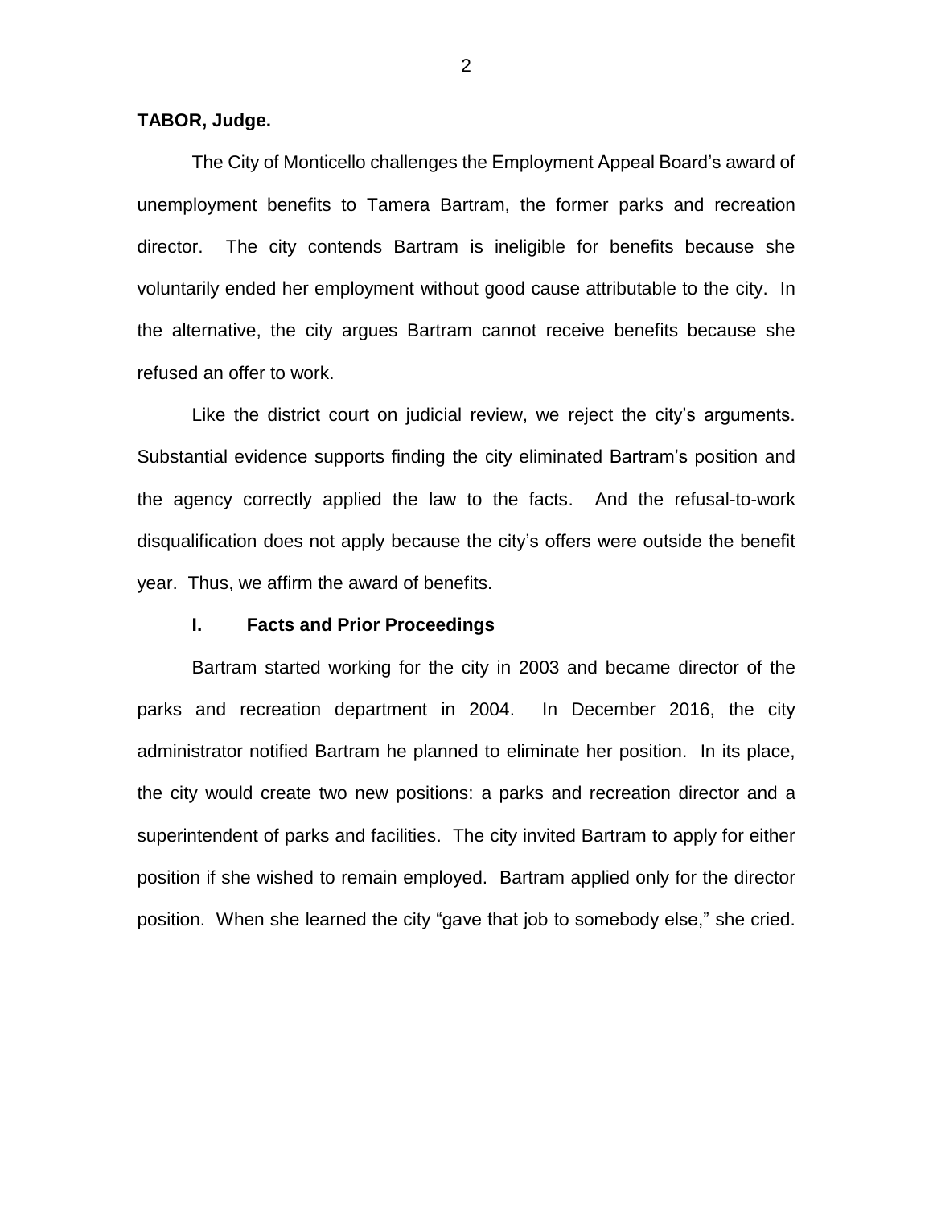**TABOR, Judge.**

The City of Monticello challenges the Employment Appeal Board's award of unemployment benefits to Tamera Bartram, the former parks and recreation director. The city contends Bartram is ineligible for benefits because she voluntarily ended her employment without good cause attributable to the city. In the alternative, the city argues Bartram cannot receive benefits because she refused an offer to work.

Like the district court on judicial review, we reject the city's arguments. Substantial evidence supports finding the city eliminated Bartram's position and the agency correctly applied the law to the facts. And the refusal-to-work disqualification does not apply because the city's offers were outside the benefit year. Thus, we affirm the award of benefits.

## I. Facts and Prior Proceedings

Bartram started working for the city in 2003 and became director of the parks and recreation department in 2004. In December 2016, the city administrator notified Bartram he planned to eliminate her position. In its place, the city would create two new positions: a parks and recreation director and a superintendent of parks and facilities. The city invited Bartram to apply for either position if she wished to remain employed. Bartram applied only for the director position. When she learned the city "gave that job to somebody else," she cried.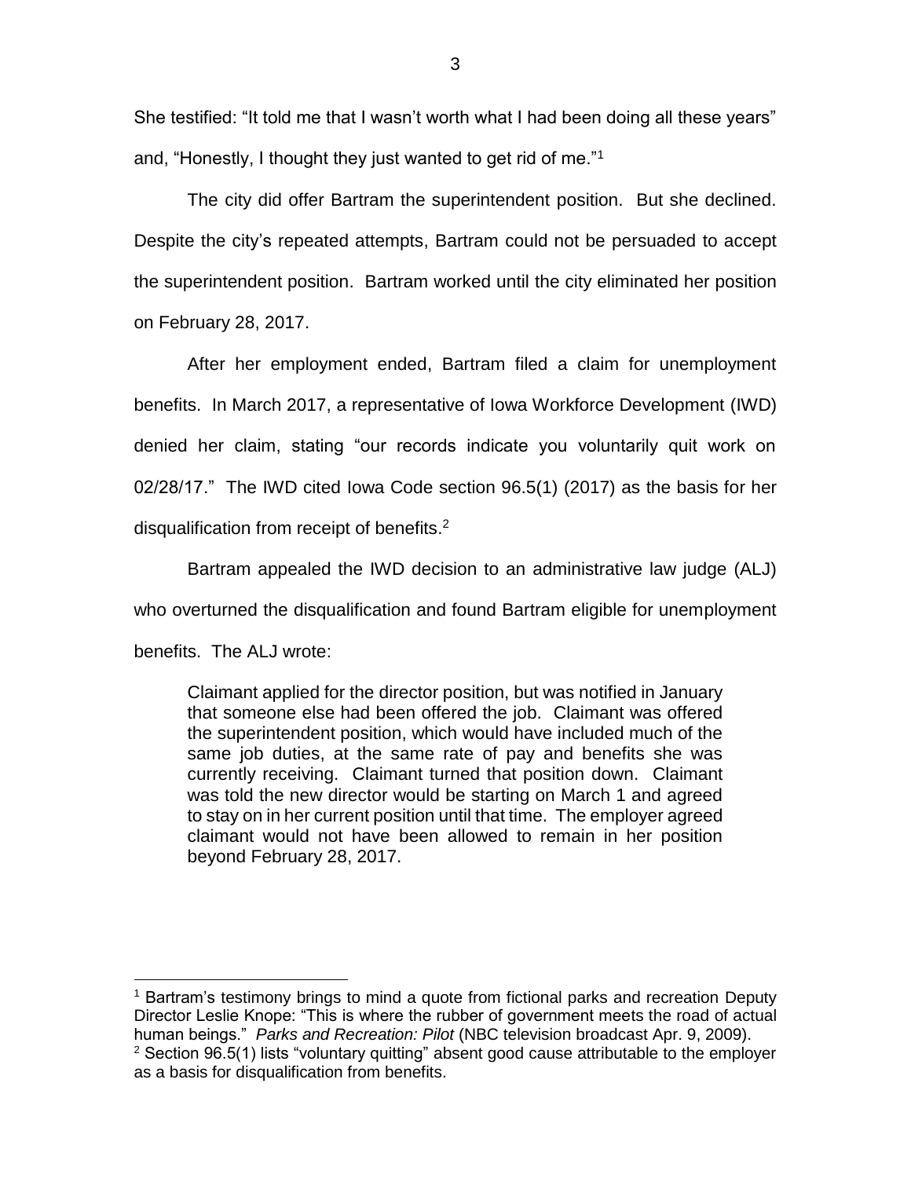She testified: "It told me that I wasn't worth what I had been doing all these years" and, "Honestly, I thought they just wanted to get rid of me."[1]

The city did offer Bartram the superintendent position. But she declined. Despite the city's repeated attempts, Bartram could not be persuaded to accept the superintendent position. Bartram worked until the city eliminated her position on February 28, 2017.

After her employment ended, Bartram filed a claim for unemployment benefits. In March 2017, a representative of Iowa Workforce Development (IWD) denied her claim, stating "our records indicate you voluntarily quit work on 02/28/17." The IWD cited Iowa Code section 96.5(1) (2017) as the basis for her disqualification from receipt of benefits.[2]

Bartram appealed the IWD decision to an administrative law judge (ALJ) who overturned the disqualification and found Bartram eligible for unemployment benefits. The ALJ wrote:

> Claimant applied for the director position, but was notified in January that someone else had been offered the job. Claimant was offered the superintendent position, which would have included much of the same job duties, at the same rate of pay and benefits she was currently receiving. Claimant turned that position down. Claimant was told the new director would be starting on March 1 and agreed to stay on in her current position until that time. The employer agreed claimant would not have been allowed to remain in her position beyond February 28, 2017.

---

[1] Bartram's testimony brings to mind a quote from fictional parks and recreation Deputy Director Leslie Knope: "This is where the rubber of government meets the road of actual human beings." *Parks and Recreation: Pilot* (NBC television broadcast Apr. 9, 2009).

[2] Section 96.5(1) lists "voluntary quitting" absent good cause attributable to the employer as a basis for disqualification from benefits.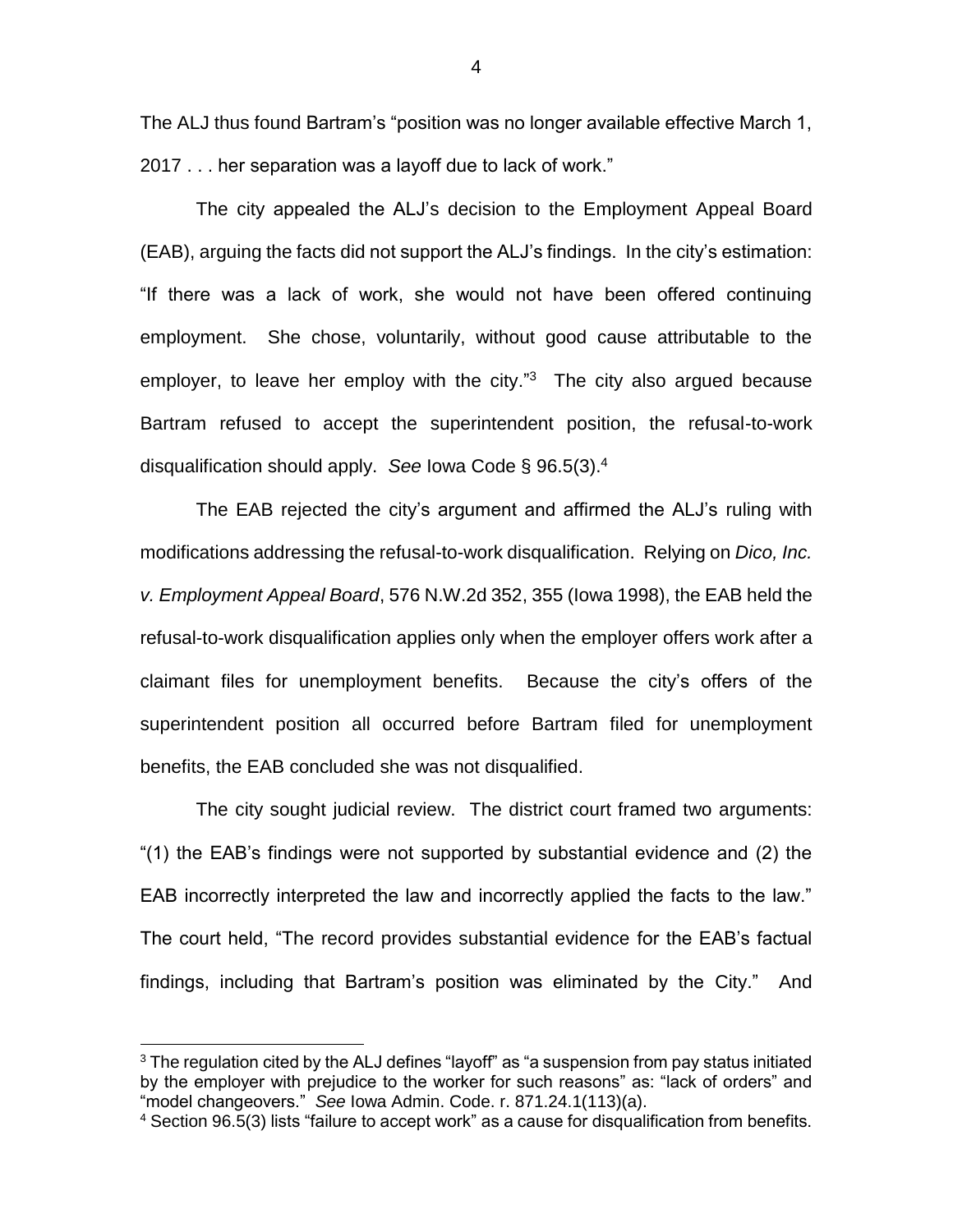The ALJ thus found Bartram's "position was no longer available effective March 1, 2017 . . . her separation was a layoff due to lack of work."

The city appealed the ALJ's decision to the Employment Appeal Board (EAB), arguing the facts did not support the ALJ's findings. In the city's estimation: "If there was a lack of work, she would not have been offered continuing employment. She chose, voluntarily, without good cause attributable to the employer, to leave her employ with the city."[3] The city also argued because Bartram refused to accept the superintendent position, the refusal-to-work disqualification should apply. *See* Iowa Code § 96.5(3).[4]

The EAB rejected the city's argument and affirmed the ALJ's ruling with modifications addressing the refusal-to-work disqualification. Relying on *Dico, Inc. v. Employment Appeal Board*, 576 N.W.2d 352, 355 (Iowa 1998), the EAB held the refusal-to-work disqualification applies only when the employer offers work after a claimant files for unemployment benefits. Because the city's offers of the superintendent position all occurred before Bartram filed for unemployment benefits, the EAB concluded she was not disqualified.

The city sought judicial review. The district court framed two arguments: "(1) the EAB's findings were not supported by substantial evidence and (2) the EAB incorrectly interpreted the law and incorrectly applied the facts to the law." The court held, "The record provides substantial evidence for the EAB's factual findings, including that Bartram's position was eliminated by the City." And

---

[3] The regulation cited by the ALJ defines "layoff" as "a suspension from pay status initiated by the employer with prejudice to the worker for such reasons" as: "lack of orders" and "model changeovers." *See* Iowa Admin. Code. r. 871.24.1(113)(a).

[4] Section 96.5(3) lists "failure to accept work" as a cause for disqualification from benefits.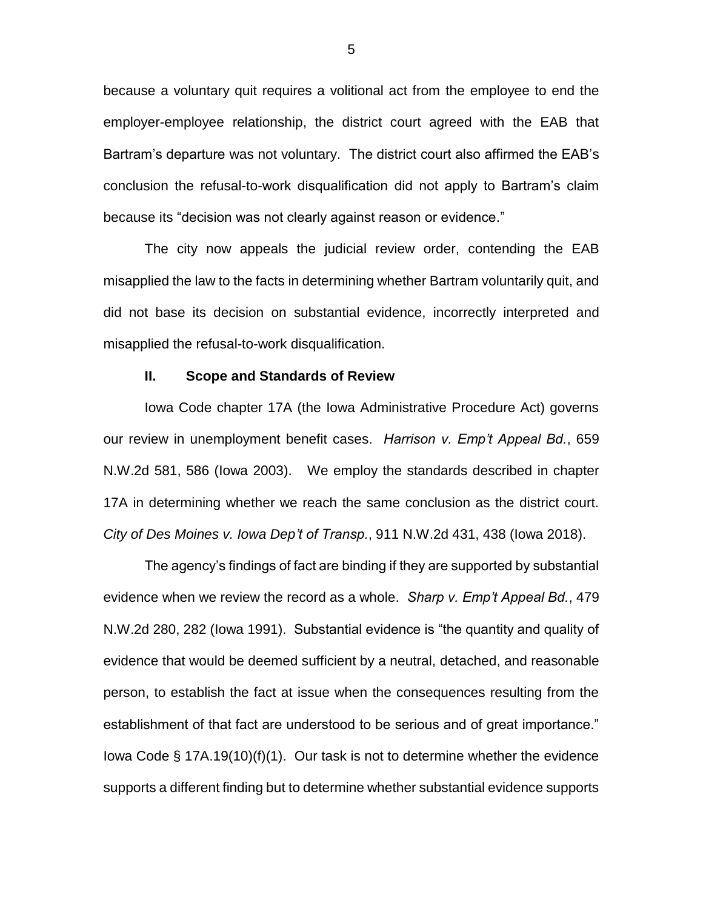because a voluntary quit requires a volitional act from the employee to end the employer-employee relationship, the district court agreed with the EAB that Bartram's departure was not voluntary. The district court also affirmed the EAB's conclusion the refusal-to-work disqualification did not apply to Bartram's claim because its "decision was not clearly against reason or evidence."

The city now appeals the judicial review order, contending the EAB misapplied the law to the facts in determining whether Bartram voluntarily quit, and did not base its decision on substantial evidence, incorrectly interpreted and misapplied the refusal-to-work disqualification.

## II. Scope and Standards of Review

Iowa Code chapter 17A (the Iowa Administrative Procedure Act) governs our review in unemployment benefit cases. *Harrison v. Emp't Appeal Bd.*, 659 N.W.2d 581, 586 (Iowa 2003). We employ the standards described in chapter 17A in determining whether we reach the same conclusion as the district court. *City of Des Moines v. Iowa Dep't of Transp.*, 911 N.W.2d 431, 438 (Iowa 2018).

The agency's findings of fact are binding if they are supported by substantial evidence when we review the record as a whole. *Sharp v. Emp't Appeal Bd.*, 479 N.W.2d 280, 282 (Iowa 1991). Substantial evidence is "the quantity and quality of evidence that would be deemed sufficient by a neutral, detached, and reasonable person, to establish the fact at issue when the consequences resulting from the establishment of that fact are understood to be serious and of great importance." Iowa Code § 17A.19(10)(f)(1). Our task is not to determine whether the evidence supports a different finding but to determine whether substantial evidence supports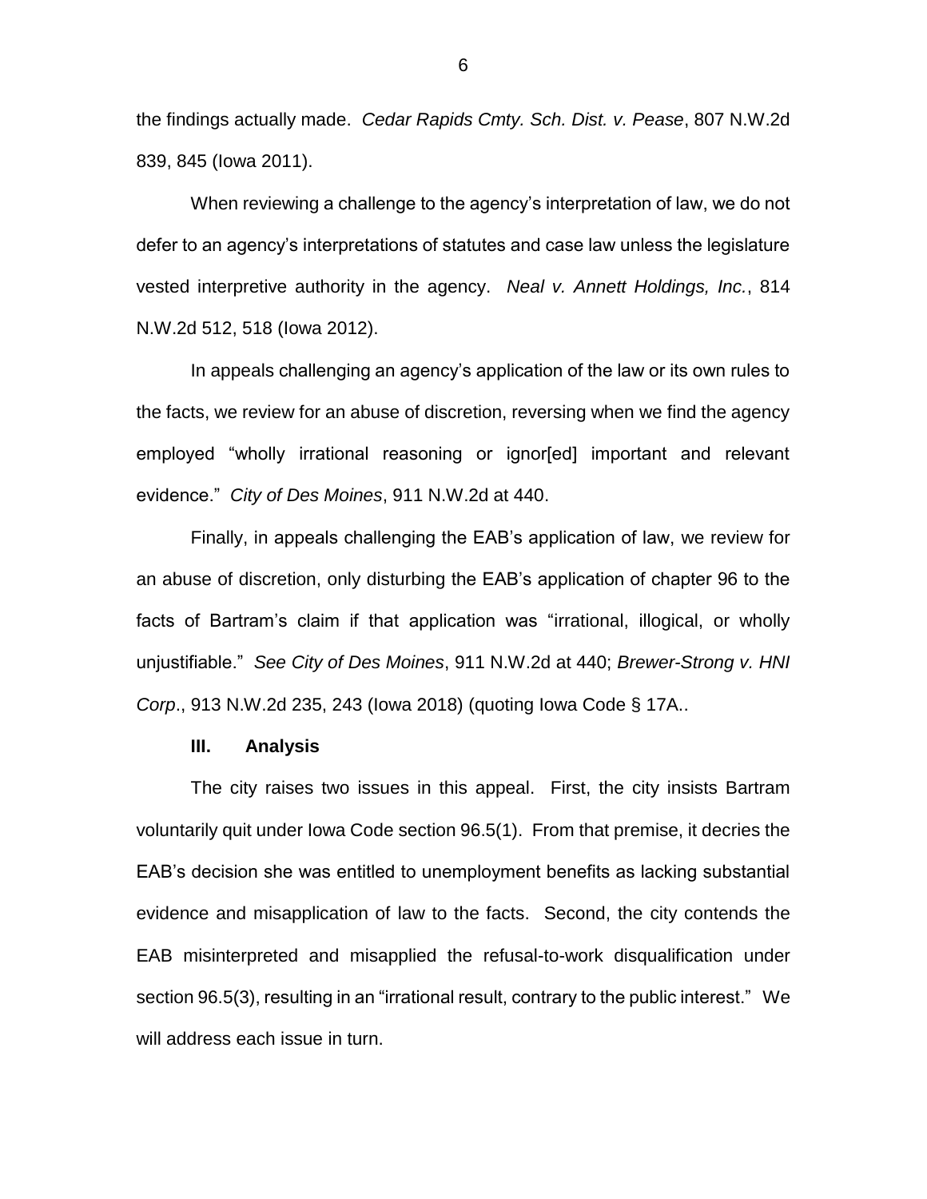the findings actually made. *Cedar Rapids Cmty. Sch. Dist. v. Pease*, 807 N.W.2d 839, 845 (Iowa 2011).

When reviewing a challenge to the agency's interpretation of law, we do not defer to an agency's interpretations of statutes and case law unless the legislature vested interpretive authority in the agency. *Neal v. Annett Holdings, Inc.*, 814 N.W.2d 512, 518 (Iowa 2012).

In appeals challenging an agency's application of the law or its own rules to the facts, we review for an abuse of discretion, reversing when we find the agency employed "wholly irrational reasoning or ignor[ed] important and relevant evidence." *City of Des Moines*, 911 N.W.2d at 440.

Finally, in appeals challenging the EAB's application of law, we review for an abuse of discretion, only disturbing the EAB's application of chapter 96 to the facts of Bartram's claim if that application was "irrational, illogical, or wholly unjustifiable." *See City of Des Moines*, 911 N.W.2d at 440; *Brewer-Strong v. HNI Corp*., 913 N.W.2d 235, 243 (Iowa 2018) (quoting Iowa Code § 17A..

## III. Analysis

The city raises two issues in this appeal. First, the city insists Bartram voluntarily quit under Iowa Code section 96.5(1). From that premise, it decries the EAB's decision she was entitled to unemployment benefits as lacking substantial evidence and misapplication of law to the facts. Second, the city contends the EAB misinterpreted and misapplied the refusal-to-work disqualification under section 96.5(3), resulting in an "irrational result, contrary to the public interest." We will address each issue in turn.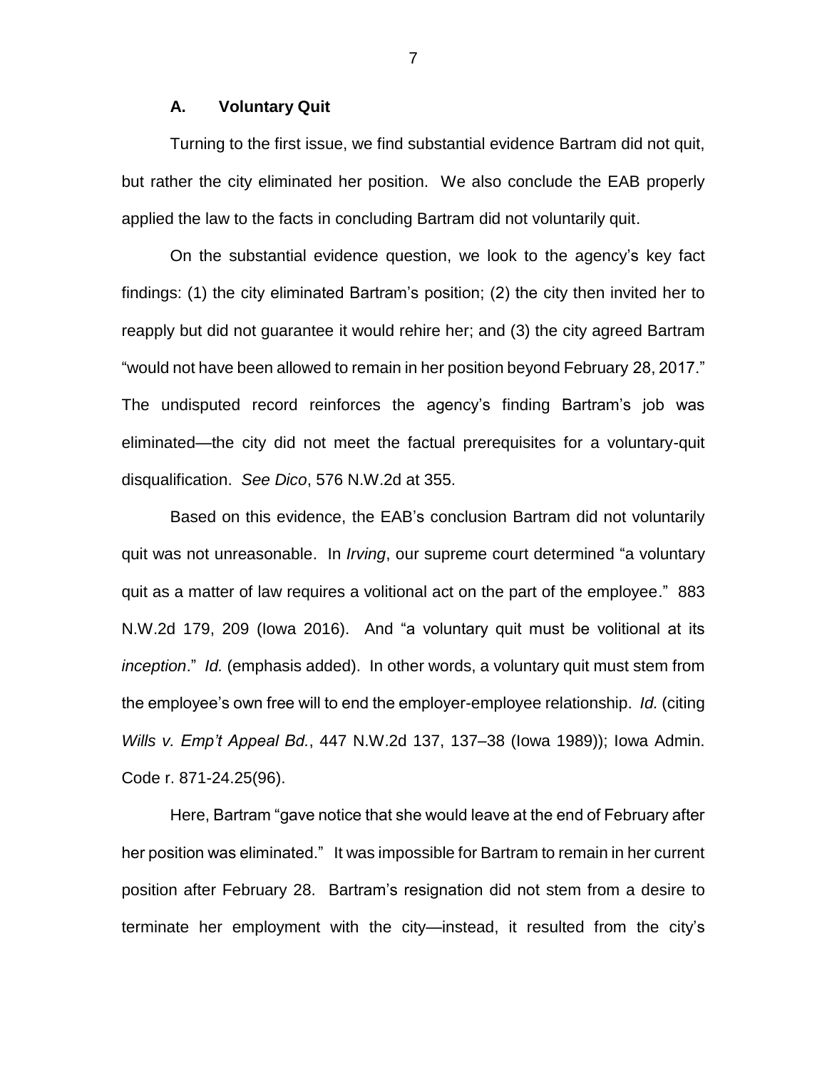### A. Voluntary Quit

Turning to the first issue, we find substantial evidence Bartram did not quit, but rather the city eliminated her position. We also conclude the EAB properly applied the law to the facts in concluding Bartram did not voluntarily quit.

On the substantial evidence question, we look to the agency's key fact findings: (1) the city eliminated Bartram's position; (2) the city then invited her to reapply but did not guarantee it would rehire her; and (3) the city agreed Bartram "would not have been allowed to remain in her position beyond February 28, 2017." The undisputed record reinforces the agency's finding Bartram's job was eliminated—the city did not meet the factual prerequisites for a voluntary-quit disqualification. *See Dico*, 576 N.W.2d at 355.

Based on this evidence, the EAB's conclusion Bartram did not voluntarily quit was not unreasonable. In *Irving*, our supreme court determined "a voluntary quit as a matter of law requires a volitional act on the part of the employee." 883 N.W.2d 179, 209 (Iowa 2016). And "a voluntary quit must be volitional at its *inception*." *Id.* (emphasis added). In other words, a voluntary quit must stem from the employee's own free will to end the employer-employee relationship. *Id.* (citing *Wills v. Emp't Appeal Bd.*, 447 N.W.2d 137, 137–38 (Iowa 1989)); Iowa Admin. Code r. 871-24.25(96).

Here, Bartram "gave notice that she would leave at the end of February after her position was eliminated." It was impossible for Bartram to remain in her current position after February 28. Bartram's resignation did not stem from a desire to terminate her employment with the city—instead, it resulted from the city's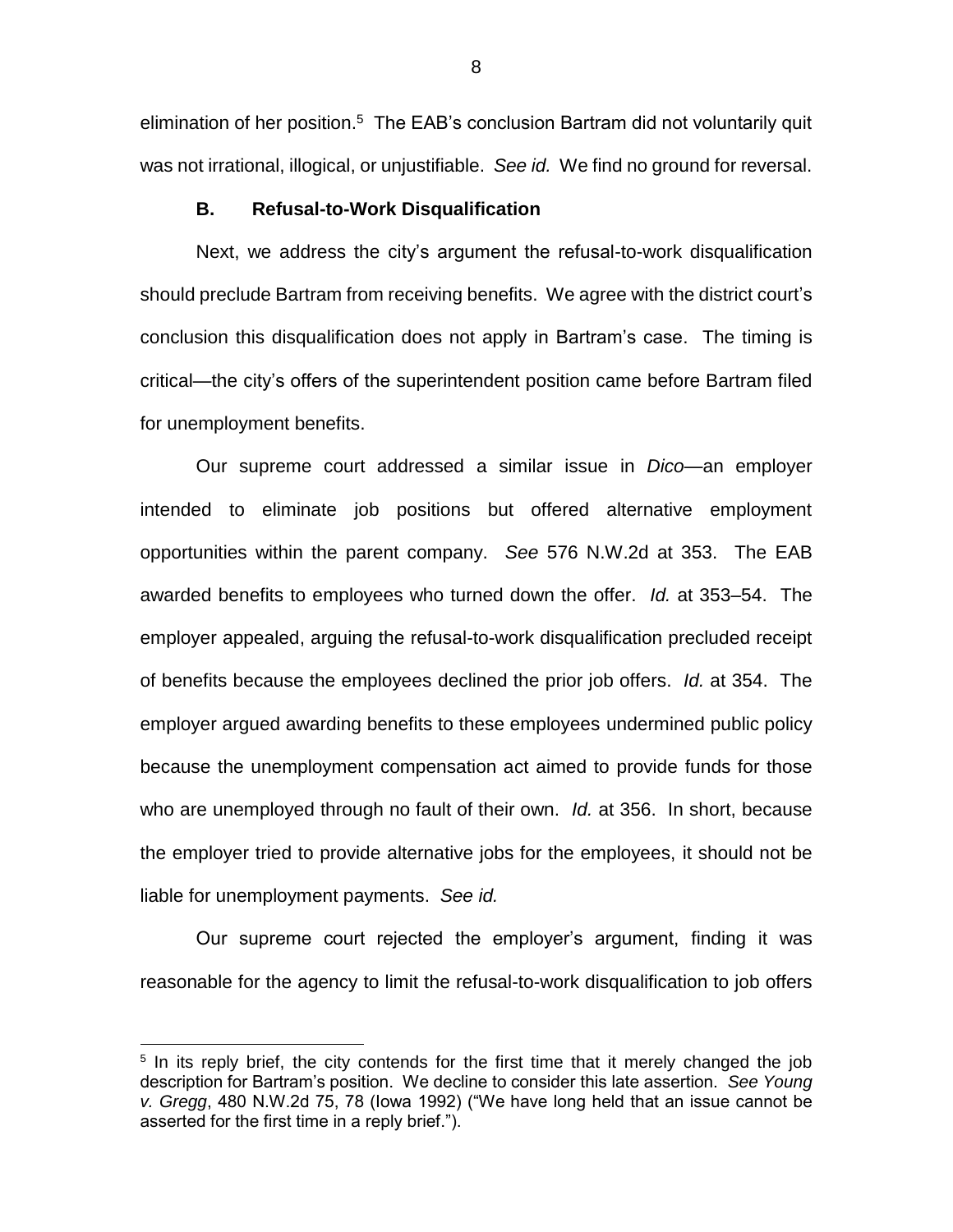elimination of her position.[5] The EAB's conclusion Bartram did not voluntarily quit was not irrational, illogical, or unjustifiable. *See id.* We find no ground for reversal.

### B. Refusal-to-Work Disqualification

Next, we address the city's argument the refusal-to-work disqualification should preclude Bartram from receiving benefits. We agree with the district court's conclusion this disqualification does not apply in Bartram's case. The timing is critical—the city's offers of the superintendent position came before Bartram filed for unemployment benefits.

Our supreme court addressed a similar issue in *Dico*—an employer intended to eliminate job positions but offered alternative employment opportunities within the parent company. *See* 576 N.W.2d at 353. The EAB awarded benefits to employees who turned down the offer. *Id.* at 353–54. The employer appealed, arguing the refusal-to-work disqualification precluded receipt of benefits because the employees declined the prior job offers. *Id.* at 354. The employer argued awarding benefits to these employees undermined public policy because the unemployment compensation act aimed to provide funds for those who are unemployed through no fault of their own. *Id.* at 356. In short, because the employer tried to provide alternative jobs for the employees, it should not be liable for unemployment payments. *See id.*

Our supreme court rejected the employer's argument, finding it was reasonable for the agency to limit the refusal-to-work disqualification to job offers

[5] In its reply brief, the city contends for the first time that it merely changed the job description for Bartram's position. We decline to consider this late assertion. *See Young v. Gregg*, 480 N.W.2d 75, 78 (Iowa 1992) ("We have long held that an issue cannot be asserted for the first time in a reply brief.").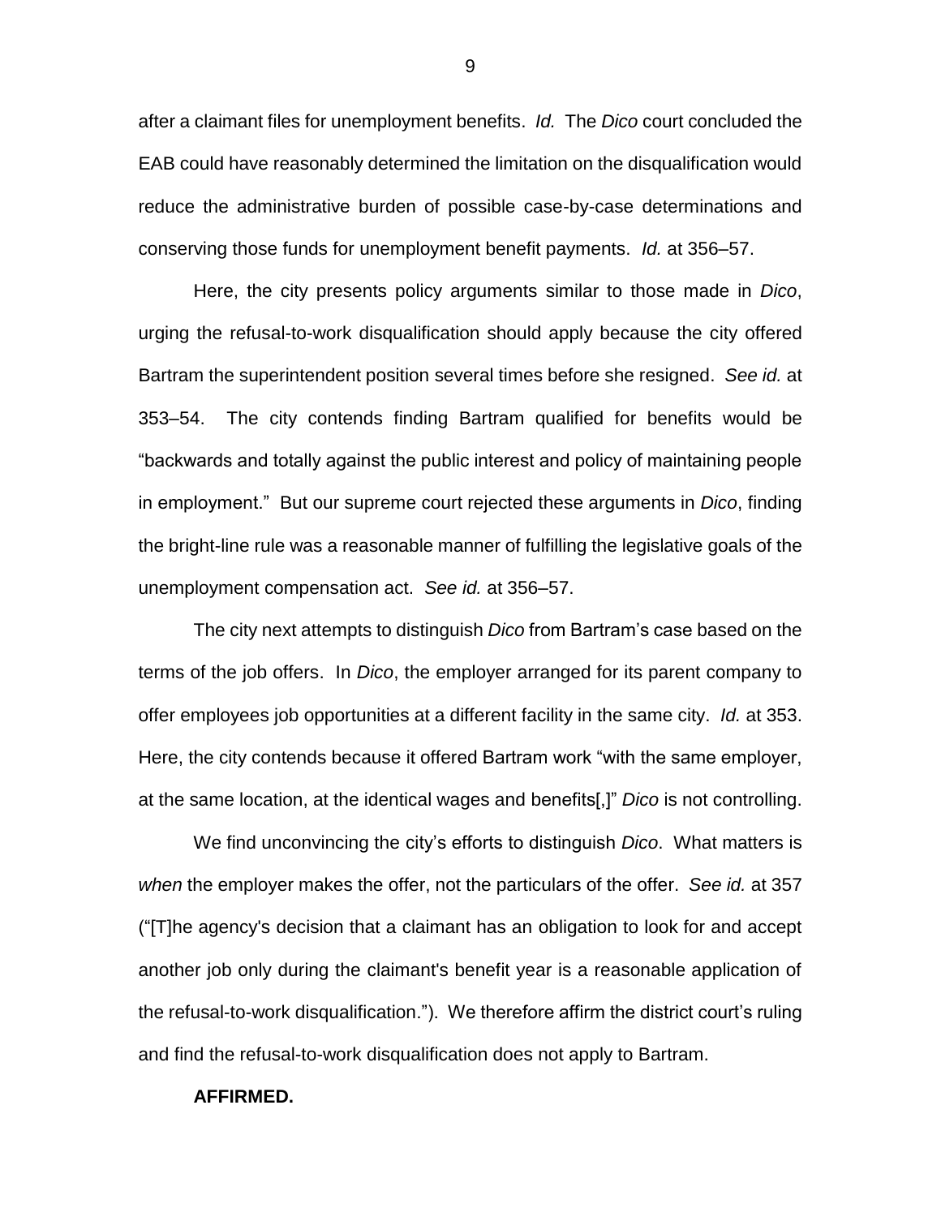after a claimant files for unemployment benefits. *Id.* The *Dico* court concluded the EAB could have reasonably determined the limitation on the disqualification would reduce the administrative burden of possible case-by-case determinations and conserving those funds for unemployment benefit payments. *Id.* at 356–57.

Here, the city presents policy arguments similar to those made in *Dico*, urging the refusal-to-work disqualification should apply because the city offered Bartram the superintendent position several times before she resigned. *See id.* at 353–54. The city contends finding Bartram qualified for benefits would be "backwards and totally against the public interest and policy of maintaining people in employment." But our supreme court rejected these arguments in *Dico*, finding the bright-line rule was a reasonable manner of fulfilling the legislative goals of the unemployment compensation act. *See id.* at 356–57.

The city next attempts to distinguish *Dico* from Bartram's case based on the terms of the job offers. In *Dico*, the employer arranged for its parent company to offer employees job opportunities at a different facility in the same city. *Id.* at 353. Here, the city contends because it offered Bartram work "with the same employer, at the same location, at the identical wages and benefits[,]" *Dico* is not controlling.

We find unconvincing the city's efforts to distinguish *Dico*. What matters is *when* the employer makes the offer, not the particulars of the offer. *See id.* at 357 ("[T]he agency's decision that a claimant has an obligation to look for and accept another job only during the claimant's benefit year is a reasonable application of the refusal-to-work disqualification."). We therefore affirm the district court's ruling and find the refusal-to-work disqualification does not apply to Bartram.

**AFFIRMED.**